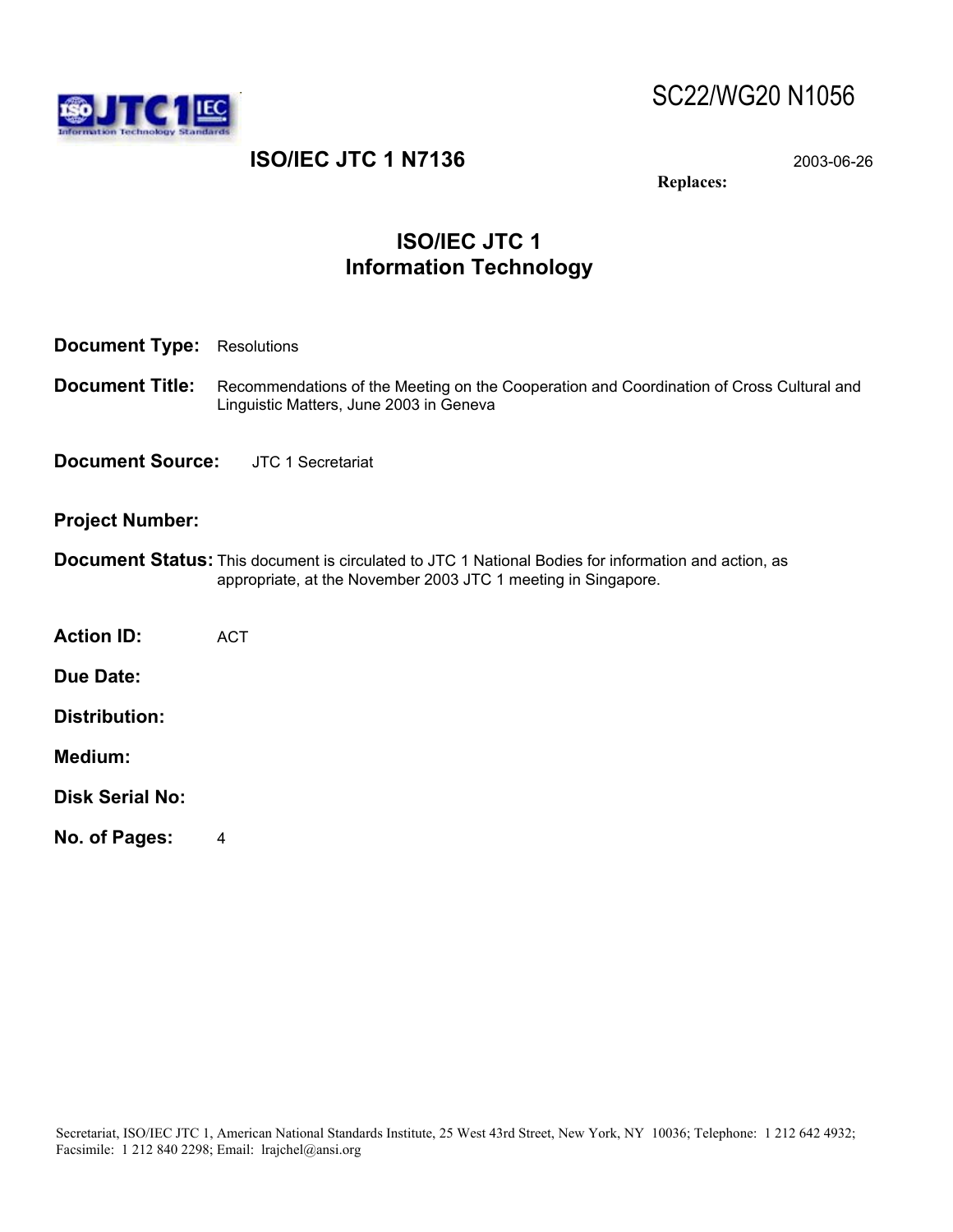SC22/WG20 N1056

**ISO/IEC JTC 1 N7136**

2003-06-26

**Replaces:**

# ISO/IEC JTC 1
# Information Technology

**Document Type:** Resolutions

**Document Title:** Recommendations of the Meeting on the Cooperation and Coordination of Cross Cultural and Linguistic Matters, June 2003 in Geneva

**Document Source:** JTC 1 Secretariat

**Project Number:**

**Document Status:** This document is circulated to JTC 1 National Bodies for information and action, as appropriate, at the November 2003 JTC 1 meeting in Singapore.

**Action ID:** ACT

**Due Date:**

**Distribution:**

**Medium:**

**Disk Serial No:**

**No. of Pages:** 4

Secretariat, ISO/IEC JTC 1, American National Standards Institute, 25 West 43rd Street, New York, NY 10036; Telephone: 1 212 642 4932; Facsimile: 1 212 840 2298; Email: lrajchel@ansi.org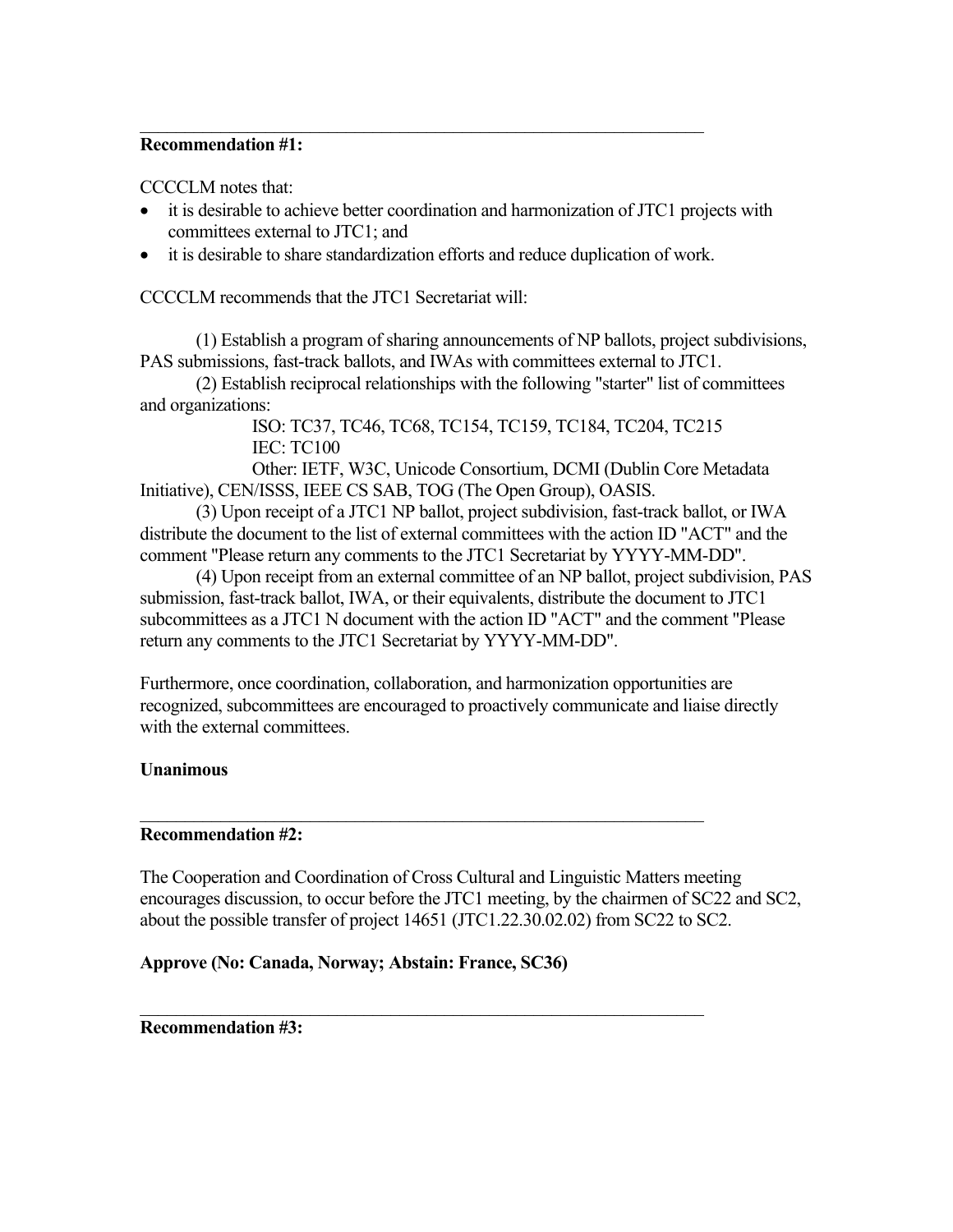---

**Recommendation #1:**

CCCCLM notes that:

- it is desirable to achieve better coordination and harmonization of JTC1 projects with committees external to JTC1; and
- it is desirable to share standardization efforts and reduce duplication of work.

CCCCLM recommends that the JTC1 Secretariat will:

(1) Establish a program of sharing announcements of NP ballots, project subdivisions, PAS submissions, fast-track ballots, and IWAs with committees external to JTC1.

(2) Establish reciprocal relationships with the following "starter" list of committees and organizations:

ISO: TC37, TC46, TC68, TC154, TC159, TC184, TC204, TC215
IEC: TC100
Other: IETF, W3C, Unicode Consortium, DCMI (Dublin Core Metadata Initiative), CEN/ISSS, IEEE CS SAB, TOG (The Open Group), OASIS.

(3) Upon receipt of a JTC1 NP ballot, project subdivision, fast-track ballot, or IWA distribute the document to the list of external committees with the action ID "ACT" and the comment "Please return any comments to the JTC1 Secretariat by YYYY-MM-DD".

(4) Upon receipt from an external committee of an NP ballot, project subdivision, PAS submission, fast-track ballot, IWA, or their equivalents, distribute the document to JTC1 subcommittees as a JTC1 N document with the action ID "ACT" and the comment "Please return any comments to the JTC1 Secretariat by YYYY-MM-DD".

Furthermore, once coordination, collaboration, and harmonization opportunities are recognized, subcommittees are encouraged to proactively communicate and liaise directly with the external committees.

**Unanimous**

---

**Recommendation #2:**

The Cooperation and Coordination of Cross Cultural and Linguistic Matters meeting encourages discussion, to occur before the JTC1 meeting, by the chairmen of SC22 and SC2, about the possible transfer of project 14651 (JTC1.22.30.02.02) from SC22 to SC2.

**Approve (No: Canada, Norway; Abstain: France, SC36)**

---

**Recommendation #3:**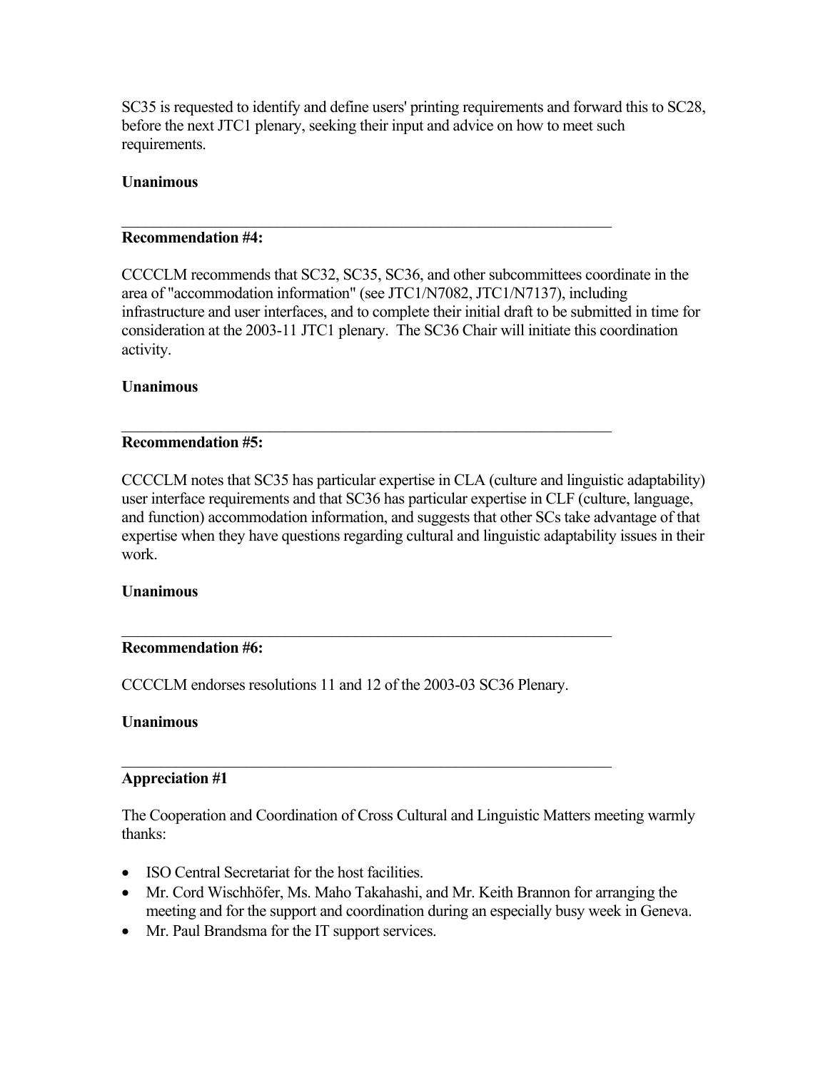SC35 is requested to identify and define users' printing requirements and forward this to SC28, before the next JTC1 plenary, seeking their input and advice on how to meet such requirements.

**Unanimous**

---

**Recommendation #4:**

CCCCLM recommends that SC32, SC35, SC36, and other subcommittees coordinate in the area of "accommodation information" (see JTC1/N7082, JTC1/N7137), including infrastructure and user interfaces, and to complete their initial draft to be submitted in time for consideration at the 2003-11 JTC1 plenary. The SC36 Chair will initiate this coordination activity.

**Unanimous**

---

**Recommendation #5:**

CCCCLM notes that SC35 has particular expertise in CLA (culture and linguistic adaptability) user interface requirements and that SC36 has particular expertise in CLF (culture, language, and function) accommodation information, and suggests that other SCs take advantage of that expertise when they have questions regarding cultural and linguistic adaptability issues in their work.

**Unanimous**

---

**Recommendation #6:**

CCCCLM endorses resolutions 11 and 12 of the 2003-03 SC36 Plenary.

**Unanimous**

---

**Appreciation #1**

The Cooperation and Coordination of Cross Cultural and Linguistic Matters meeting warmly thanks:

- ISO Central Secretariat for the host facilities.
- Mr. Cord Wischhöfer, Ms. Maho Takahashi, and Mr. Keith Brannon for arranging the meeting and for the support and coordination during an especially busy week in Geneva.
- Mr. Paul Brandsma for the IT support services.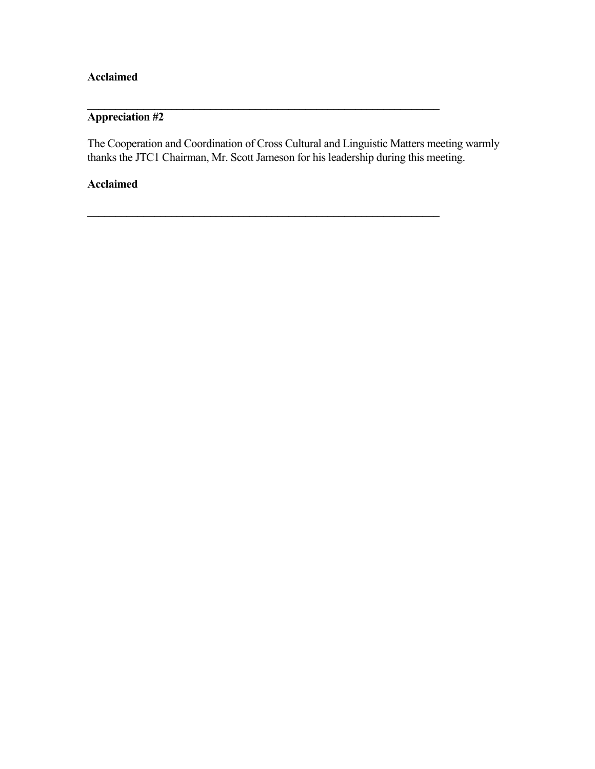**Acclaimed**

---

**Appreciation #2**

The Cooperation and Coordination of Cross Cultural and Linguistic Matters meeting warmly thanks the JTC1 Chairman, Mr. Scott Jameson for his leadership during this meeting.

**Acclaimed**

---